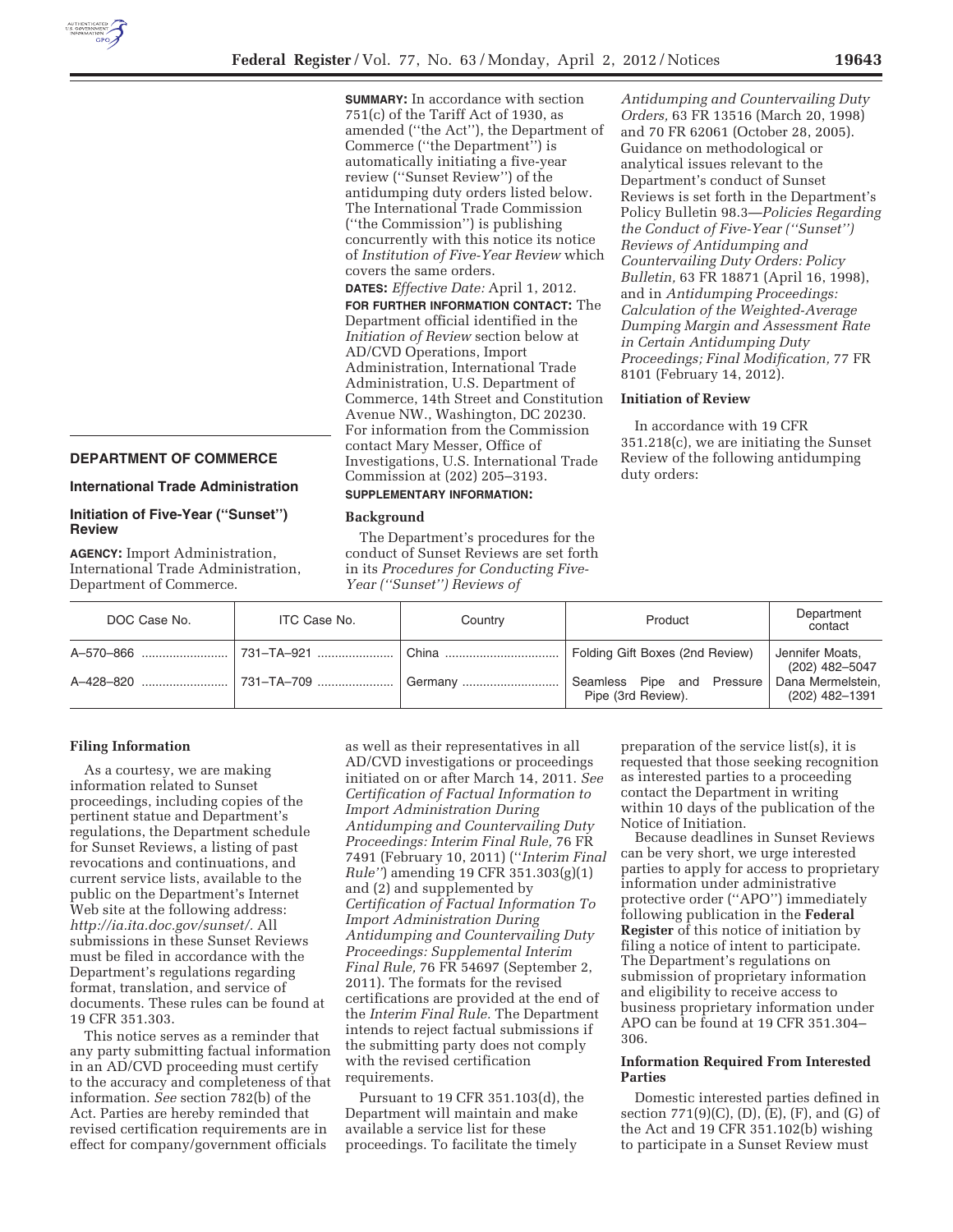## DEPARTMENT OF COMMERCE

### International Trade Administration

### Initiation of Five-Year ("Sunset") Review

**AGENCY:** Import Administration, International Trade Administration, Department of Commerce.

**SUMMARY:** In accordance with section 751(c) of the Tariff Act of 1930, as amended ("the Act"), the Department of Commerce ("the Department") is automatically initiating a five-year review ("Sunset Review") of the antidumping duty orders listed below. The International Trade Commission ("the Commission") is publishing concurrently with this notice its notice of *Institution of Five-Year Review* which covers the same orders.

**DATES:** *Effective Date:* April 1, 2012.

**FOR FURTHER INFORMATION CONTACT:** The Department official identified in the *Initiation of Review* section below at AD/CVD Operations, Import Administration, International Trade Administration, U.S. Department of Commerce, 14th Street and Constitution Avenue NW., Washington, DC 20230. For information from the Commission contact Mary Messer, Office of Investigations, U.S. International Trade Commission at (202) 205–3193.

**SUPPLEMENTARY INFORMATION:**

#### Background

The Department's procedures for the conduct of Sunset Reviews are set forth in its *Procedures for Conducting Five-Year ("Sunset") Reviews of Antidumping and Countervailing Duty Orders,* 63 FR 13516 (March 20, 1998) and 70 FR 62061 (October 28, 2005). Guidance on methodological or analytical issues relevant to the Department's conduct of Sunset Reviews is set forth in the Department's Policy Bulletin 98.3—*Policies Regarding the Conduct of Five-Year ("Sunset") Reviews of Antidumping and Countervailing Duty Orders: Policy Bulletin,* 63 FR 18871 (April 16, 1998), and in *Antidumping Proceedings: Calculation of the Weighted-Average Dumping Margin and Assessment Rate in Certain Antidumping Duty Proceedings; Final Modification,* 77 FR 8101 (February 14, 2012).

#### Initiation of Review

In accordance with 19 CFR 351.218(c), we are initiating the Sunset Review of the following antidumping duty orders:

| DOC Case No. | ITC Case No. | Country | Product | Department contact |
|---|---|---|---|---|
| A–570–866 | 731–TA–921 | China | Folding Gift Boxes (2nd Review) | Jennifer Moats, (202) 482–5047 |
| A–428–820 | 731–TA–709 | Germany | Seamless Pipe and Pressure Pipe (3rd Review). | Dana Mermelstein, (202) 482–1391 |

#### Filing Information

As a courtesy, we are making information related to Sunset proceedings, including copies of the pertinent statue and Department's regulations, the Department schedule for Sunset Reviews, a listing of past revocations and continuations, and current service lists, available to the public on the Department's Internet Web site at the following address: *http://ia.ita.doc.gov/sunset/.* All submissions in these Sunset Reviews must be filed in accordance with the Department's regulations regarding format, translation, and service of documents. These rules can be found at 19 CFR 351.303.

This notice serves as a reminder that any party submitting factual information in an AD/CVD proceeding must certify to the accuracy and completeness of that information. *See* section 782(b) of the Act. Parties are hereby reminded that revised certification requirements are in effect for company/government officials as well as their representatives in all AD/CVD investigations or proceedings initiated on or after March 14, 2011. *See Certification of Factual Information to Import Administration During Antidumping and Countervailing Duty Proceedings: Interim Final Rule,* 76 FR 7491 (February 10, 2011) ("*Interim Final Rule*") amending 19 CFR 351.303(g)(1) and (2) and supplemented by *Certification of Factual Information To Import Administration During Antidumping and Countervailing Duty Proceedings: Supplemental Interim Final Rule,* 76 FR 54697 (September 2, 2011). The formats for the revised certifications are provided at the end of the *Interim Final Rule.* The Department intends to reject factual submissions if the submitting party does not comply with the revised certification requirements.

Pursuant to 19 CFR 351.103(d), the Department will maintain and make available a service list for these proceedings. To facilitate the timely preparation of the service list(s), it is requested that those seeking recognition as interested parties to a proceeding contact the Department in writing within 10 days of the publication of the Notice of Initiation.

Because deadlines in Sunset Reviews can be very short, we urge interested parties to apply for access to proprietary information under administrative protective order ("APO") immediately following publication in the **Federal Register** of this notice of initiation by filing a notice of intent to participate. The Department's regulations on submission of proprietary information and eligibility to receive access to business proprietary information under APO can be found at 19 CFR 351.304–306.

#### Information Required From Interested Parties

Domestic interested parties defined in section 771(9)(C), (D), (E), (F), and (G) of the Act and 19 CFR 351.102(b) wishing to participate in a Sunset Review must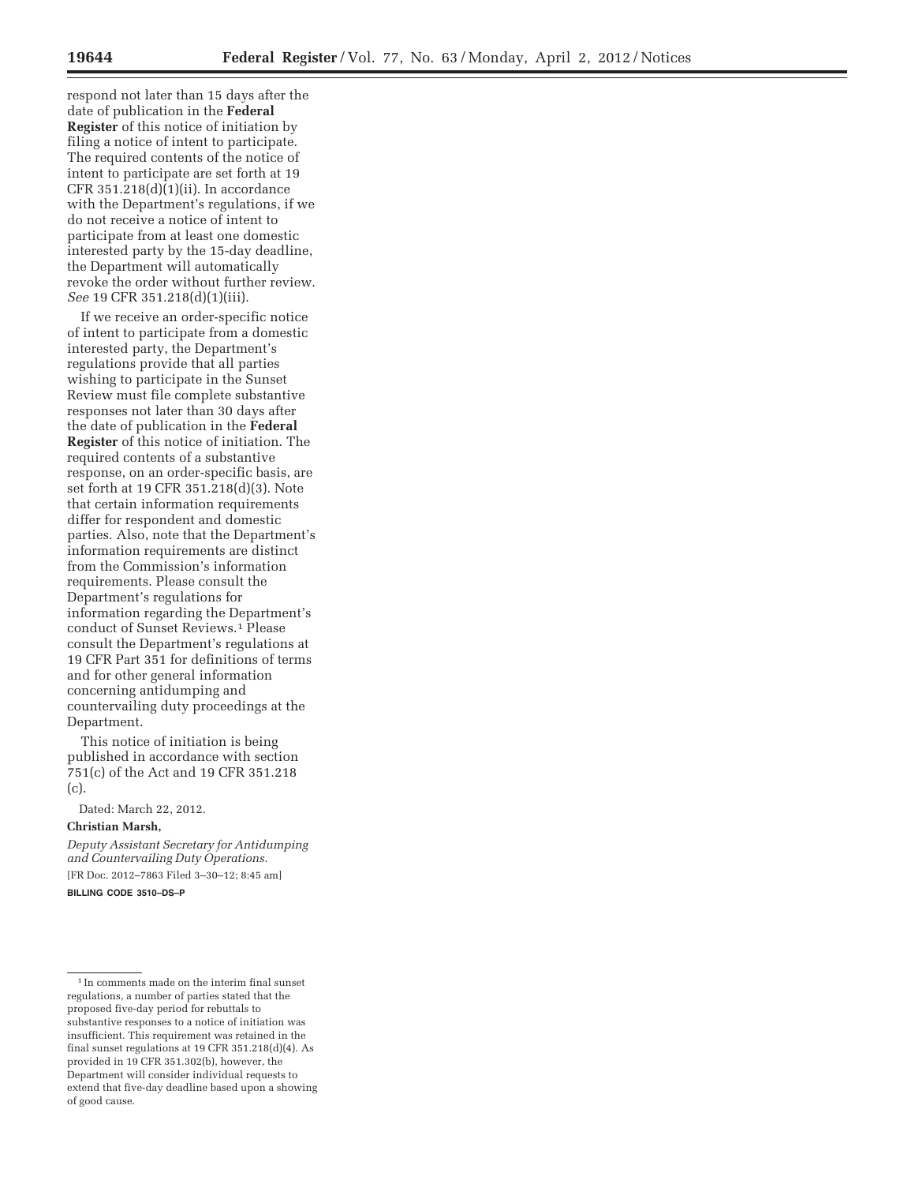respond not later than 15 days after the date of publication in the **Federal Register** of this notice of initiation by filing a notice of intent to participate. The required contents of the notice of intent to participate are set forth at 19 CFR 351.218(d)(1)(ii). In accordance with the Department's regulations, if we do not receive a notice of intent to participate from at least one domestic interested party by the 15-day deadline, the Department will automatically revoke the order without further review. *See* 19 CFR 351.218(d)(1)(iii).

If we receive an order-specific notice of intent to participate from a domestic interested party, the Department's regulations provide that all parties wishing to participate in the Sunset Review must file complete substantive responses not later than 30 days after the date of publication in the **Federal Register** of this notice of initiation. The required contents of a substantive response, on an order-specific basis, are set forth at 19 CFR 351.218(d)(3). Note that certain information requirements differ for respondent and domestic parties. Also, note that the Department's information requirements are distinct from the Commission's information requirements. Please consult the Department's regulations for information regarding the Department's conduct of Sunset Reviews.[1] Please consult the Department's regulations at 19 CFR Part 351 for definitions of terms and for other general information concerning antidumping and countervailing duty proceedings at the Department.

This notice of initiation is being published in accordance with section 751(c) of the Act and 19 CFR 351.218 (c).

Dated: March 22, 2012.

**Christian Marsh,**

*Deputy Assistant Secretary for Antidumping and Countervailing Duty Operations.*

[FR Doc. 2012–7863 Filed 3–30–12; 8:45 am]

**BILLING CODE 3510–DS–P**

[1] In comments made on the interim final sunset regulations, a number of parties stated that the proposed five-day period for rebuttals to substantive responses to a notice of initiation was insufficient. This requirement was retained in the final sunset regulations at 19 CFR 351.218(d)(4). As provided in 19 CFR 351.302(b), however, the Department will consider individual requests to extend that five-day deadline based upon a showing of good cause.